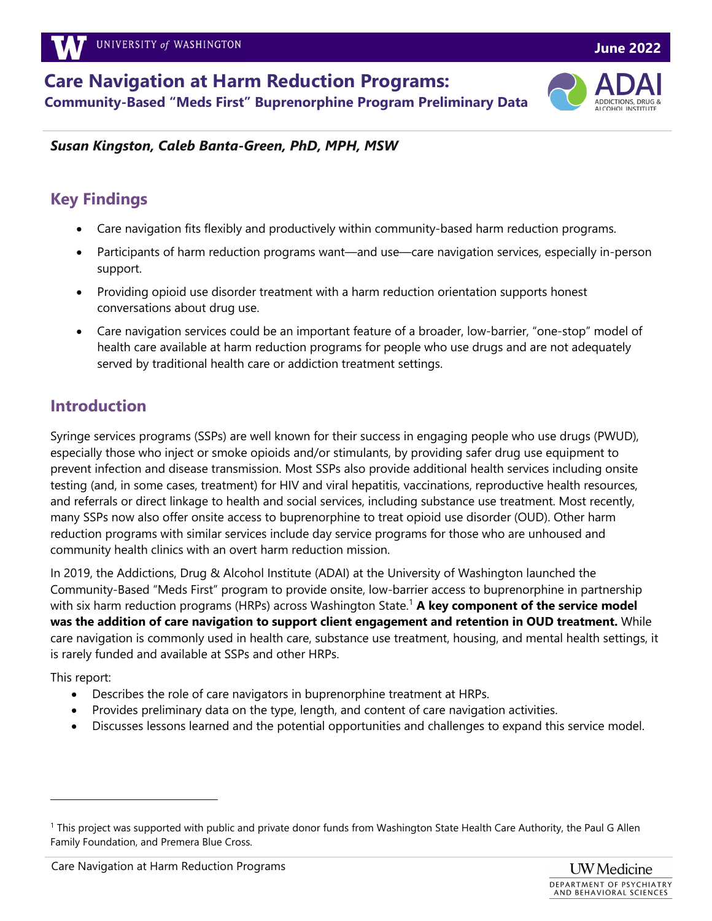# Care Navigation at Harm Reduction Programs:

## Community-Based "Meds First" Buprenorphine Program Preliminary Data

June 2022

***Susan Kingston, Caleb Banta-Green, PhD, MPH, MSW***

## Key Findings

- Care navigation fits flexibly and productively within community-based harm reduction programs.
- Participants of harm reduction programs want—and use—care navigation services, especially in-person support.
- Providing opioid use disorder treatment with a harm reduction orientation supports honest conversations about drug use.
- Care navigation services could be an important feature of a broader, low-barrier, "one-stop" model of health care available at harm reduction programs for people who use drugs and are not adequately served by traditional health care or addiction treatment settings.

## Introduction

Syringe services programs (SSPs) are well known for their success in engaging people who use drugs (PWUD), especially those who inject or smoke opioids and/or stimulants, by providing safer drug use equipment to prevent infection and disease transmission. Most SSPs also provide additional health services including onsite testing (and, in some cases, treatment) for HIV and viral hepatitis, vaccinations, reproductive health resources, and referrals or direct linkage to health and social services, including substance use treatment. Most recently, many SSPs now also offer onsite access to buprenorphine to treat opioid use disorder (OUD). Other harm reduction programs with similar services include day service programs for those who are unhoused and community health clinics with an overt harm reduction mission.

In 2019, the Addictions, Drug & Alcohol Institute (ADAI) at the University of Washington launched the Community-Based "Meds First" program to provide onsite, low-barrier access to buprenorphine in partnership with six harm reduction programs (HRPs) across Washington State.[1] **A key component of the service model was the addition of care navigation to support client engagement and retention in OUD treatment.** While care navigation is commonly used in health care, substance use treatment, housing, and mental health settings, it is rarely funded and available at SSPs and other HRPs.

This report:

- Describes the role of care navigators in buprenorphine treatment at HRPs.
- Provides preliminary data on the type, length, and content of care navigation activities.
- Discusses lessons learned and the potential opportunities and challenges to expand this service model.

---

[1] This project was supported with public and private donor funds from Washington State Health Care Authority, the Paul G Allen Family Foundation, and Premera Blue Cross.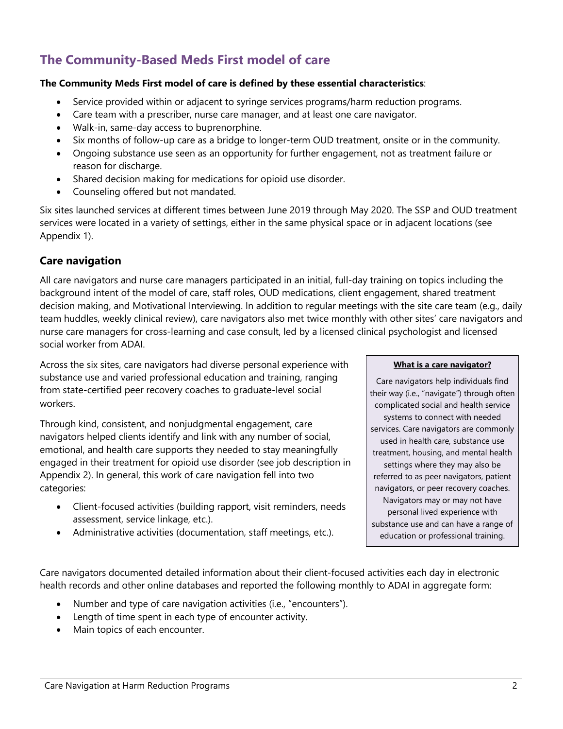## The Community-Based Meds First model of care

**The Community Meds First model of care is defined by these essential characteristics**:

- Service provided within or adjacent to syringe services programs/harm reduction programs.
- Care team with a prescriber, nurse care manager, and at least one care navigator.
- Walk-in, same-day access to buprenorphine.
- Six months of follow-up care as a bridge to longer-term OUD treatment, onsite or in the community.
- Ongoing substance use seen as an opportunity for further engagement, not as treatment failure or reason for discharge.
- Shared decision making for medications for opioid use disorder.
- Counseling offered but not mandated.

Six sites launched services at different times between June 2019 through May 2020. The SSP and OUD treatment services were located in a variety of settings, either in the same physical space or in adjacent locations (see Appendix 1).

### Care navigation

All care navigators and nurse care managers participated in an initial, full-day training on topics including the background intent of the model of care, staff roles, OUD medications, client engagement, shared treatment decision making, and Motivational Interviewing. In addition to regular meetings with the site care team (e.g., daily team huddles, weekly clinical review), care navigators also met twice monthly with other sites' care navigators and nurse care managers for cross-learning and case consult, led by a licensed clinical psychologist and licensed social worker from ADAI.

Across the six sites, care navigators had diverse personal experience with substance use and varied professional education and training, ranging from state-certified peer recovery coaches to graduate-level social workers.

Through kind, consistent, and nonjudgmental engagement, care navigators helped clients identify and link with any number of social, emotional, and health care supports they needed to stay meaningfully engaged in their treatment for opioid use disorder (see job description in Appendix 2). In general, this work of care navigation fell into two categories:

- Client-focused activities (building rapport, visit reminders, needs assessment, service linkage, etc.).
- Administrative activities (documentation, staff meetings, etc.).

> **What is a care navigator?**
>
> Care navigators help individuals find their way (i.e., "navigate") through often complicated social and health service systems to connect with needed services. Care navigators are commonly used in health care, substance use treatment, housing, and mental health settings where they may also be referred to as peer navigators, patient navigators, or peer recovery coaches. Navigators may or may not have personal lived experience with substance use and can have a range of education or professional training.

Care navigators documented detailed information about their client-focused activities each day in electronic health records and other online databases and reported the following monthly to ADAI in aggregate form:

- Number and type of care navigation activities (i.e., "encounters").
- Length of time spent in each type of encounter activity.
- Main topics of each encounter.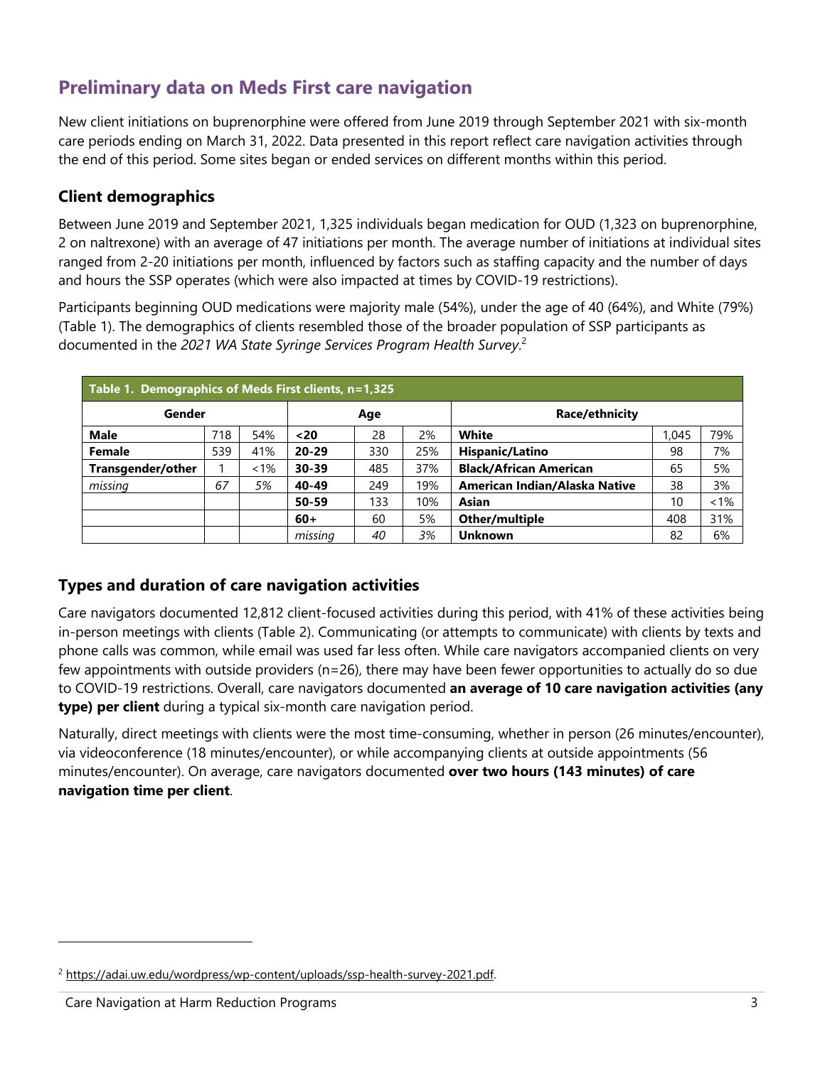## Preliminary data on Meds First care navigation

New client initiations on buprenorphine were offered from June 2019 through September 2021 with six-month care periods ending on March 31, 2022. Data presented in this report reflect care navigation activities through the end of this period. Some sites began or ended services on different months within this period.

### Client demographics

Between June 2019 and September 2021, 1,325 individuals began medication for OUD (1,323 on buprenorphine, 2 on naltrexone) with an average of 47 initiations per month. The average number of initiations at individual sites ranged from 2-20 initiations per month, influenced by factors such as staffing capacity and the number of days and hours the SSP operates (which were also impacted at times by COVID-19 restrictions).

Participants beginning OUD medications were majority male (54%), under the age of 40 (64%), and White (79%) (Table 1). The demographics of clients resembled those of the broader population of SSP participants as documented in the *2021 WA State Syringe Services Program Health Survey*.[2]

**Table 1. Demographics of Meds First clients, n=1,325**

| Gender | | | Age | | | Race/ethnicity | | |
|---|---|---|---|---|---|---|---|---|
| **Male** | 718 | 54% | **<20** | 28 | 2% | **White** | 1,045 | 79% |
| **Female** | 539 | 41% | **20-29** | 330 | 25% | **Hispanic/Latino** | 98 | 7% |
| **Transgender/other** | 1 | <1% | **30-39** | 485 | 37% | **Black/African American** | 65 | 5% |
| *missing* | *67* | *5%* | **40-49** | 249 | 19% | **American Indian/Alaska Native** | 38 | 3% |
| | | | **50-59** | 133 | 10% | **Asian** | 10 | <1% |
| | | | **60+** | 60 | 5% | **Other/multiple** | 408 | 31% |
| | | | *missing* | *40* | *3%* | **Unknown** | 82 | 6% |

### Types and duration of care navigation activities

Care navigators documented 12,812 client-focused activities during this period, with 41% of these activities being in-person meetings with clients (Table 2). Communicating (or attempts to communicate) with clients by texts and phone calls was common, while email was used far less often. While care navigators accompanied clients on very few appointments with outside providers (n=26), there may have been fewer opportunities to actually do so due to COVID-19 restrictions. Overall, care navigators documented **an average of 10 care navigation activities (any type) per client** during a typical six-month care navigation period.

Naturally, direct meetings with clients were the most time-consuming, whether in person (26 minutes/encounter), via videoconference (18 minutes/encounter), or while accompanying clients at outside appointments (56 minutes/encounter). On average, care navigators documented **over two hours (143 minutes) of care navigation time per client**.

---

[2] https://adai.uw.edu/wordpress/wp-content/uploads/ssp-health-survey-2021.pdf.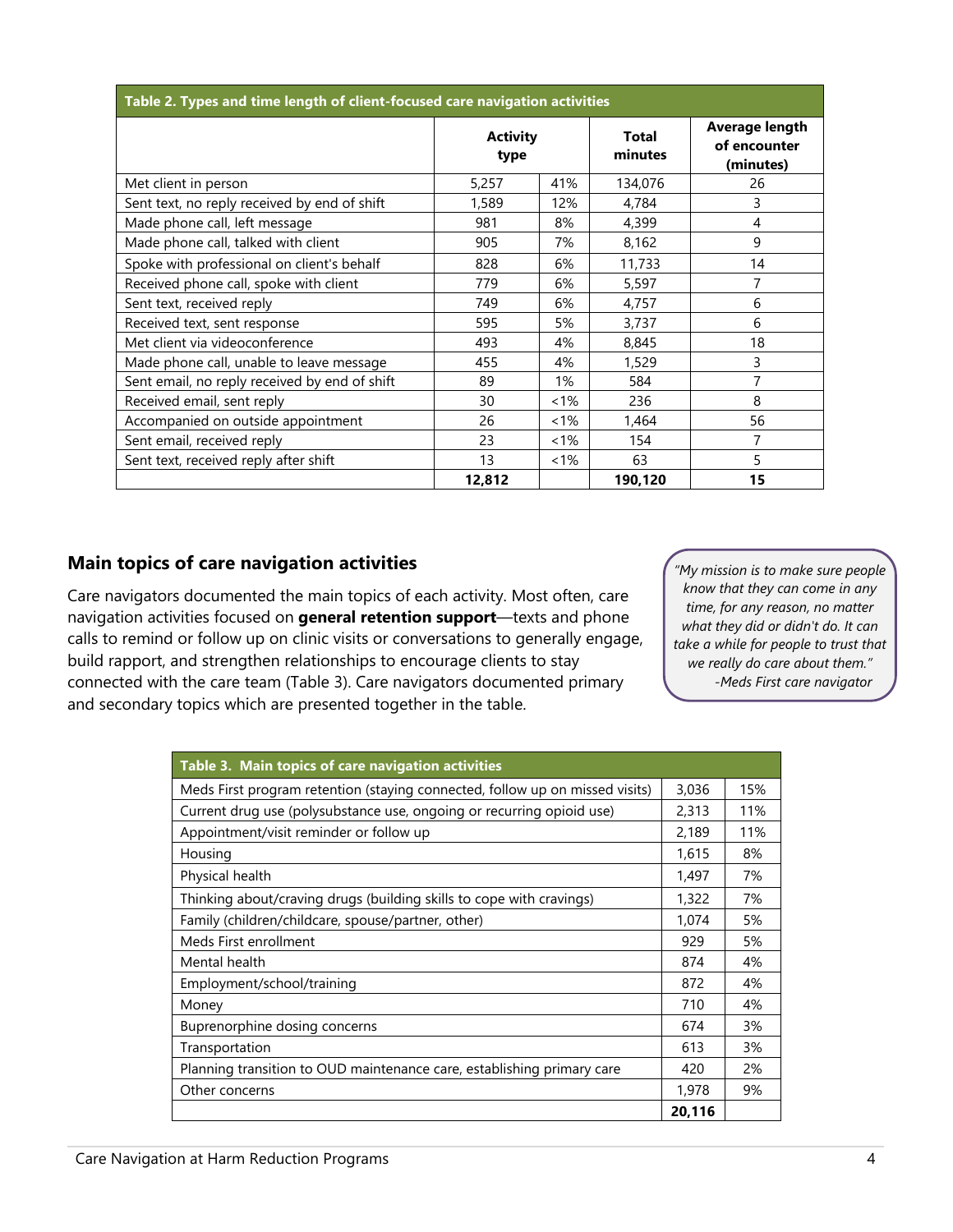**Table 2. Types and time length of client-focused care navigation activities**

| | Activity type | | Total minutes | Average length of encounter (minutes) |
|---|---|---|---|---|
| Met client in person | 5,257 | 41% | 134,076 | 26 |
| Sent text, no reply received by end of shift | 1,589 | 12% | 4,784 | 3 |
| Made phone call, left message | 981 | 8% | 4,399 | 4 |
| Made phone call, talked with client | 905 | 7% | 8,162 | 9 |
| Spoke with professional on client's behalf | 828 | 6% | 11,733 | 14 |
| Received phone call, spoke with client | 779 | 6% | 5,597 | 7 |
| Sent text, received reply | 749 | 6% | 4,757 | 6 |
| Received text, sent response | 595 | 5% | 3,737 | 6 |
| Met client via videoconference | 493 | 4% | 8,845 | 18 |
| Made phone call, unable to leave message | 455 | 4% | 1,529 | 3 |
| Sent email, no reply received by end of shift | 89 | 1% | 584 | 7 |
| Received email, sent reply | 30 | <1% | 236 | 8 |
| Accompanied on outside appointment | 26 | <1% | 1,464 | 56 |
| Sent email, received reply | 23 | <1% | 154 | 7 |
| Sent text, received reply after shift | 13 | <1% | 63 | 5 |
| | **12,812** | | **190,120** | **15** |

## Main topics of care navigation activities

Care navigators documented the main topics of each activity. Most often, care navigation activities focused on **general retention support**—texts and phone calls to remind or follow up on clinic visits or conversations to generally engage, build rapport, and strengthen relationships to encourage clients to stay connected with the care team (Table 3). Care navigators documented primary and secondary topics which are presented together in the table.

> *"My mission is to make sure people know that they can come in any time, for any reason, no matter what they did or didn't do. It can take a while for people to trust that we really do care about them."*
> *-Meds First care navigator*

**Table 3. Main topics of care navigation activities**

| Topic | Count | % |
|---|---|---|
| Meds First program retention (staying connected, follow up on missed visits) | 3,036 | 15% |
| Current drug use (polysubstance use, ongoing or recurring opioid use) | 2,313 | 11% |
| Appointment/visit reminder or follow up | 2,189 | 11% |
| Housing | 1,615 | 8% |
| Physical health | 1,497 | 7% |
| Thinking about/craving drugs (building skills to cope with cravings) | 1,322 | 7% |
| Family (children/childcare, spouse/partner, other) | 1,074 | 5% |
| Meds First enrollment | 929 | 5% |
| Mental health | 874 | 4% |
| Employment/school/training | 872 | 4% |
| Money | 710 | 4% |
| Buprenorphine dosing concerns | 674 | 3% |
| Transportation | 613 | 3% |
| Planning transition to OUD maintenance care, establishing primary care | 420 | 2% |
| Other concerns | 1,978 | 9% |
| | **20,116** | |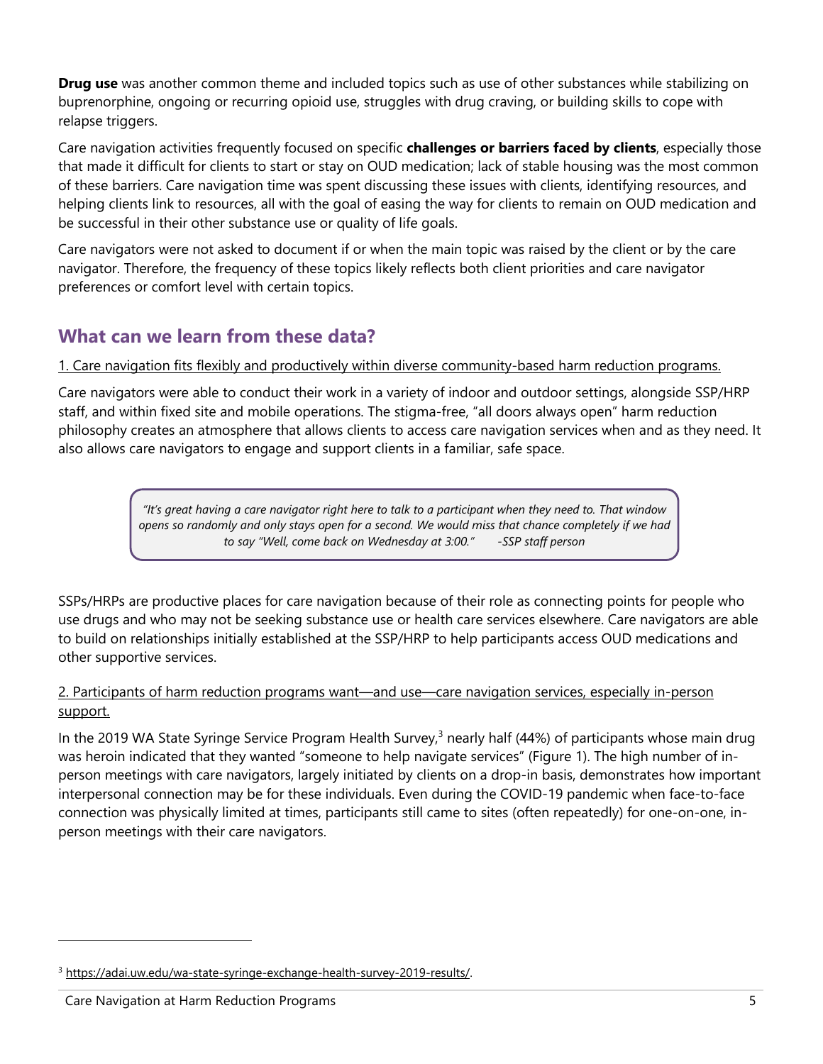**Drug use** was another common theme and included topics such as use of other substances while stabilizing on buprenorphine, ongoing or recurring opioid use, struggles with drug craving, or building skills to cope with relapse triggers.

Care navigation activities frequently focused on specific **challenges or barriers faced by clients**, especially those that made it difficult for clients to start or stay on OUD medication; lack of stable housing was the most common of these barriers. Care navigation time was spent discussing these issues with clients, identifying resources, and helping clients link to resources, all with the goal of easing the way for clients to remain on OUD medication and be successful in their other substance use or quality of life goals.

Care navigators were not asked to document if or when the main topic was raised by the client or by the care navigator. Therefore, the frequency of these topics likely reflects both client priorities and care navigator preferences or comfort level with certain topics.

## What can we learn from these data?

1. Care navigation fits flexibly and productively within diverse community-based harm reduction programs.

Care navigators were able to conduct their work in a variety of indoor and outdoor settings, alongside SSP/HRP staff, and within fixed site and mobile operations. The stigma-free, "all doors always open" harm reduction philosophy creates an atmosphere that allows clients to access care navigation services when and as they need. It also allows care navigators to engage and support clients in a familiar, safe space.

> *"It's great having a care navigator right here to talk to a participant when they need to. That window opens so randomly and only stays open for a second. We would miss that chance completely if we had to say "Well, come back on Wednesday at 3:00." -SSP staff person*

SSPs/HRPs are productive places for care navigation because of their role as connecting points for people who use drugs and who may not be seeking substance use or health care services elsewhere. Care navigators are able to build on relationships initially established at the SSP/HRP to help participants access OUD medications and other supportive services.

2. Participants of harm reduction programs want—and use—care navigation services, especially in-person support.

In the 2019 WA State Syringe Service Program Health Survey,[3] nearly half (44%) of participants whose main drug was heroin indicated that they wanted "someone to help navigate services" (Figure 1). The high number of in-person meetings with care navigators, largely initiated by clients on a drop-in basis, demonstrates how important interpersonal connection may be for these individuals. Even during the COVID-19 pandemic when face-to-face connection was physically limited at times, participants still came to sites (often repeatedly) for one-on-one, in-person meetings with their care navigators.

[3] https://adai.uw.edu/wa-state-syringe-exchange-health-survey-2019-results/.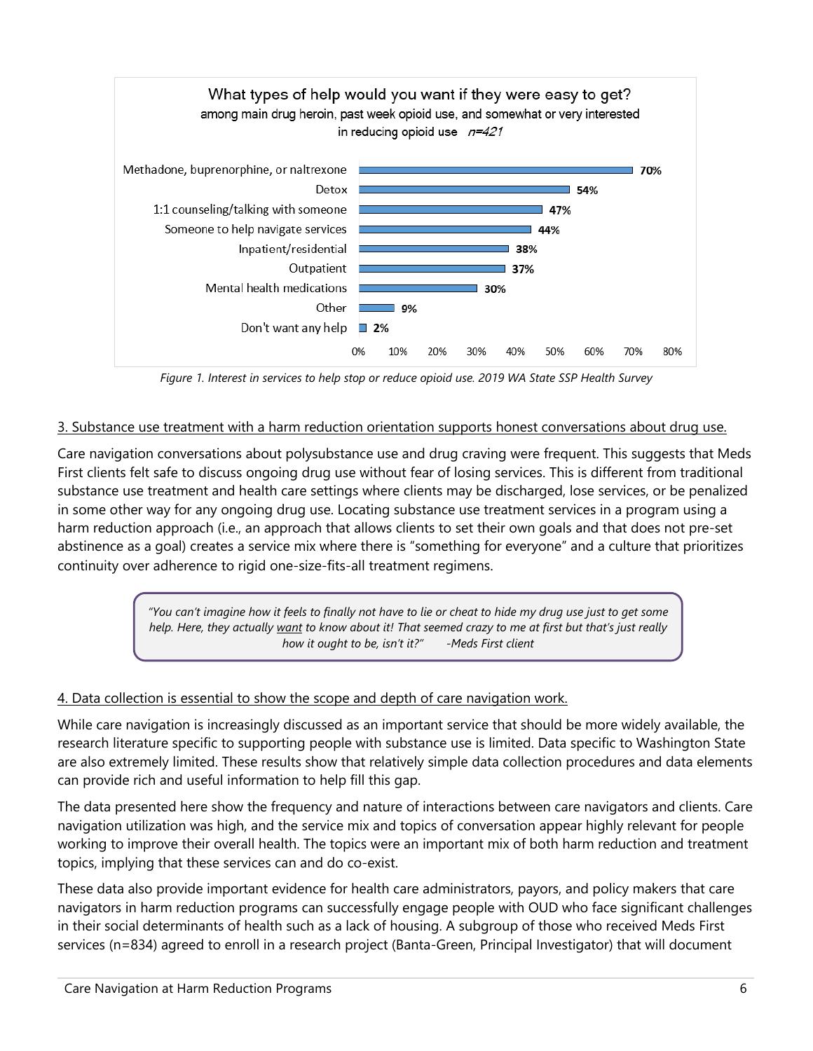**What types of help would you want if they were easy to get?**
among main drug heroin, past week opioid use, and somewhat or very interested in reducing opioid use *n=421*

| Type of help | Percent |
|---|---|
| Methadone, buprenorphine, or naltrexone | 70% |
| Detox | 54% |
| 1:1 counseling/talking with someone | 47% |
| Someone to help navigate services | 44% |
| Inpatient/residential | 38% |
| Outpatient | 37% |
| Mental health medications | 30% |
| Other | 9% |
| Don't want any help | 2% |

*Figure 1. Interest in services to help stop or reduce opioid use. 2019 WA State SSP Health Survey*

3. Substance use treatment with a harm reduction orientation supports honest conversations about drug use.

Care navigation conversations about polysubstance use and drug craving were frequent. This suggests that Meds First clients felt safe to discuss ongoing drug use without fear of losing services. This is different from traditional substance use treatment and health care settings where clients may be discharged, lose services, or be penalized in some other way for any ongoing drug use. Locating substance use treatment services in a program using a harm reduction approach (i.e., an approach that allows clients to set their own goals and that does not pre-set abstinence as a goal) creates a service mix where there is "something for everyone" and a culture that prioritizes continuity over adherence to rigid one-size-fits-all treatment regimens.

> *"You can't imagine how it feels to finally not have to lie or cheat to hide my drug use just to get some help. Here, they actually want to know about it! That seemed crazy to me at first but that's just really how it ought to be, isn't it?"* *-Meds First client*

4. Data collection is essential to show the scope and depth of care navigation work.

While care navigation is increasingly discussed as an important service that should be more widely available, the research literature specific to supporting people with substance use is limited. Data specific to Washington State are also extremely limited. These results show that relatively simple data collection procedures and data elements can provide rich and useful information to help fill this gap.

The data presented here show the frequency and nature of interactions between care navigators and clients. Care navigation utilization was high, and the service mix and topics of conversation appear highly relevant for people working to improve their overall health. The topics were an important mix of both harm reduction and treatment topics, implying that these services can and do co-exist.

These data also provide important evidence for health care administrators, payors, and policy makers that care navigators in harm reduction programs can successfully engage people with OUD who face significant challenges in their social determinants of health such as a lack of housing. A subgroup of those who received Meds First services (n=834) agreed to enroll in a research project (Banta-Green, Principal Investigator) that will document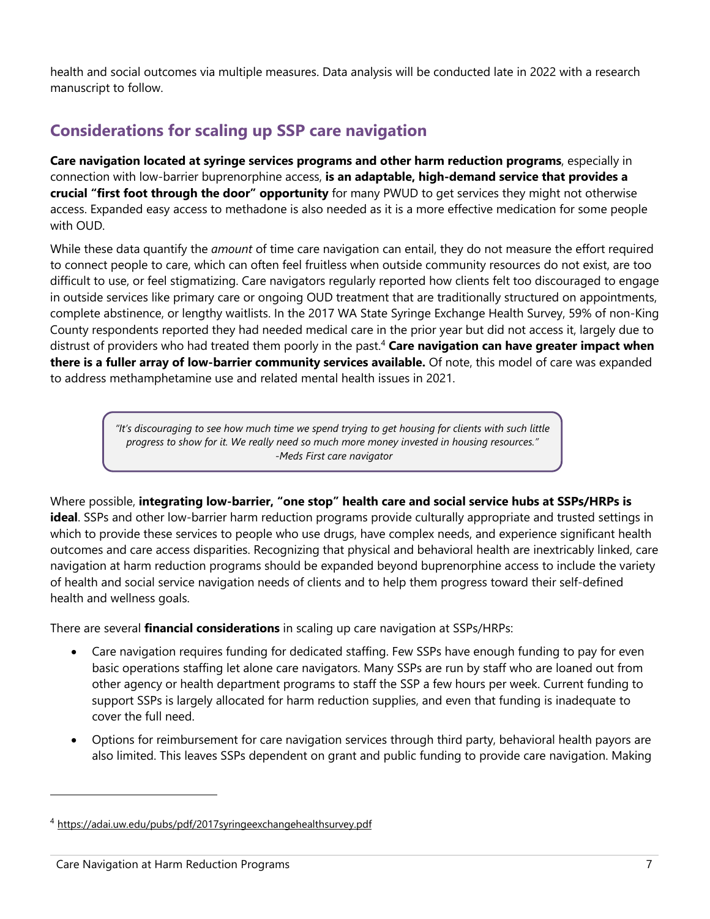health and social outcomes via multiple measures. Data analysis will be conducted late in 2022 with a research manuscript to follow.

## Considerations for scaling up SSP care navigation

**Care navigation located at syringe services programs and other harm reduction programs**, especially in connection with low-barrier buprenorphine access, **is an adaptable, high-demand service that provides a crucial "first foot through the door" opportunity** for many PWUD to get services they might not otherwise access. Expanded easy access to methadone is also needed as it is a more effective medication for some people with OUD.

While these data quantify the *amount* of time care navigation can entail, they do not measure the effort required to connect people to care, which can often feel fruitless when outside community resources do not exist, are too difficult to use, or feel stigmatizing. Care navigators regularly reported how clients felt too discouraged to engage in outside services like primary care or ongoing OUD treatment that are traditionally structured on appointments, complete abstinence, or lengthy waitlists. In the 2017 WA State Syringe Exchange Health Survey, 59% of non-King County respondents reported they had needed medical care in the prior year but did not access it, largely due to distrust of providers who had treated them poorly in the past.[4] **Care navigation can have greater impact when there is a fuller array of low-barrier community services available.** Of note, this model of care was expanded to address methamphetamine use and related mental health issues in 2021.

> *"It's discouraging to see how much time we spend trying to get housing for clients with such little progress to show for it. We really need so much more money invested in housing resources."*
> *-Meds First care navigator*

Where possible, **integrating low-barrier, "one stop" health care and social service hubs at SSPs/HRPs is ideal**. SSPs and other low-barrier harm reduction programs provide culturally appropriate and trusted settings in which to provide these services to people who use drugs, have complex needs, and experience significant health outcomes and care access disparities. Recognizing that physical and behavioral health are inextricably linked, care navigation at harm reduction programs should be expanded beyond buprenorphine access to include the variety of health and social service navigation needs of clients and to help them progress toward their self-defined health and wellness goals.

There are several **financial considerations** in scaling up care navigation at SSPs/HRPs:

- Care navigation requires funding for dedicated staffing. Few SSPs have enough funding to pay for even basic operations staffing let alone care navigators. Many SSPs are run by staff who are loaned out from other agency or health department programs to staff the SSP a few hours per week. Current funding to support SSPs is largely allocated for harm reduction supplies, and even that funding is inadequate to cover the full need.
- Options for reimbursement for care navigation services through third party, behavioral health payors are also limited. This leaves SSPs dependent on grant and public funding to provide care navigation. Making

[4] https://adai.uw.edu/pubs/pdf/2017syringeexchangehealthsurvey.pdf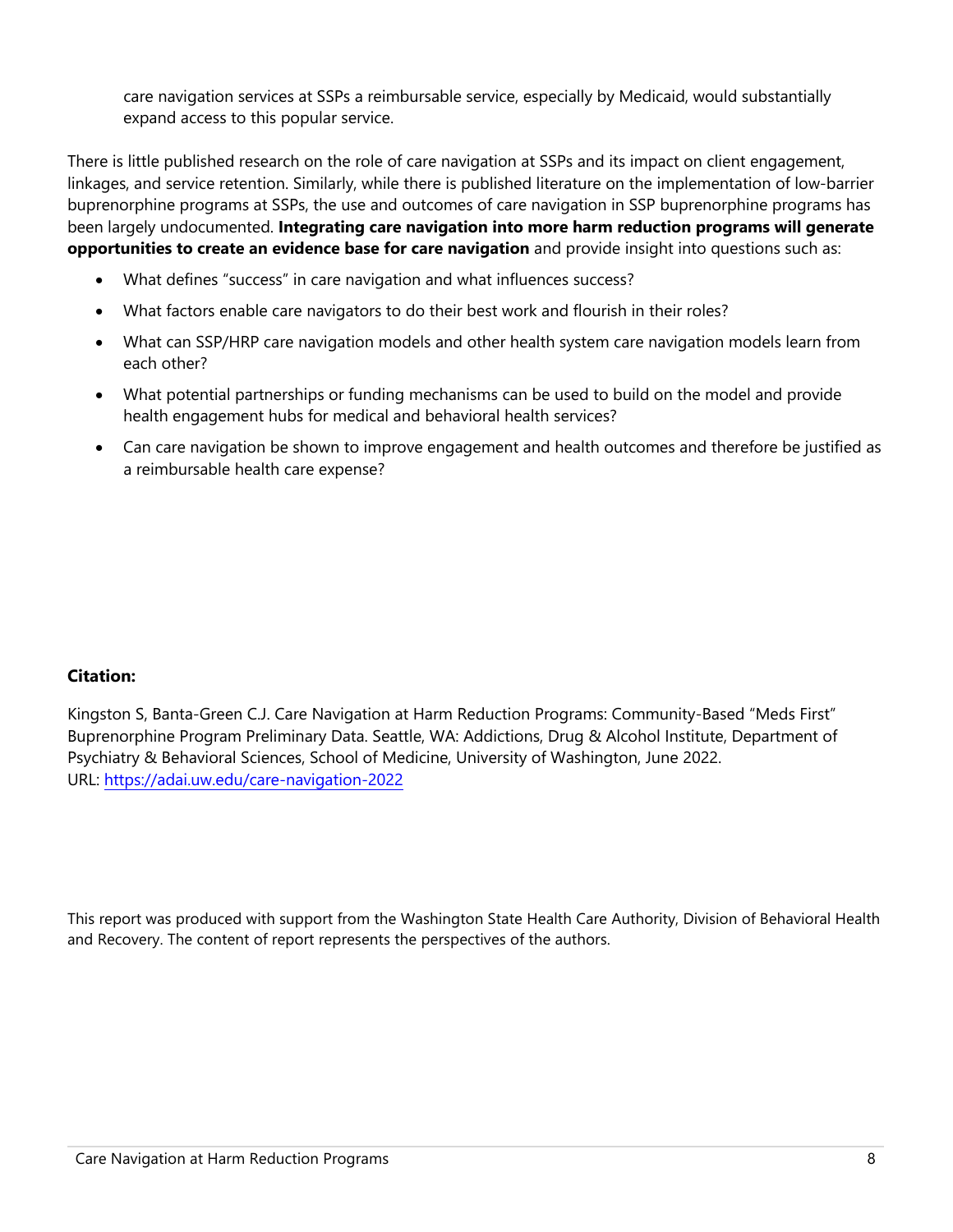care navigation services at SSPs a reimbursable service, especially by Medicaid, would substantially expand access to this popular service.

There is little published research on the role of care navigation at SSPs and its impact on client engagement, linkages, and service retention. Similarly, while there is published literature on the implementation of low-barrier buprenorphine programs at SSPs, the use and outcomes of care navigation in SSP buprenorphine programs has been largely undocumented. **Integrating care navigation into more harm reduction programs will generate opportunities to create an evidence base for care navigation** and provide insight into questions such as:

- What defines "success" in care navigation and what influences success?
- What factors enable care navigators to do their best work and flourish in their roles?
- What can SSP/HRP care navigation models and other health system care navigation models learn from each other?
- What potential partnerships or funding mechanisms can be used to build on the model and provide health engagement hubs for medical and behavioral health services?
- Can care navigation be shown to improve engagement and health outcomes and therefore be justified as a reimbursable health care expense?

**Citation:**

Kingston S, Banta-Green C.J. Care Navigation at Harm Reduction Programs: Community-Based "Meds First" Buprenorphine Program Preliminary Data. Seattle, WA: Addictions, Drug & Alcohol Institute, Department of Psychiatry & Behavioral Sciences, School of Medicine, University of Washington, June 2022.
URL: https://adai.uw.edu/care-navigation-2022

This report was produced with support from the Washington State Health Care Authority, Division of Behavioral Health and Recovery. The content of report represents the perspectives of the authors.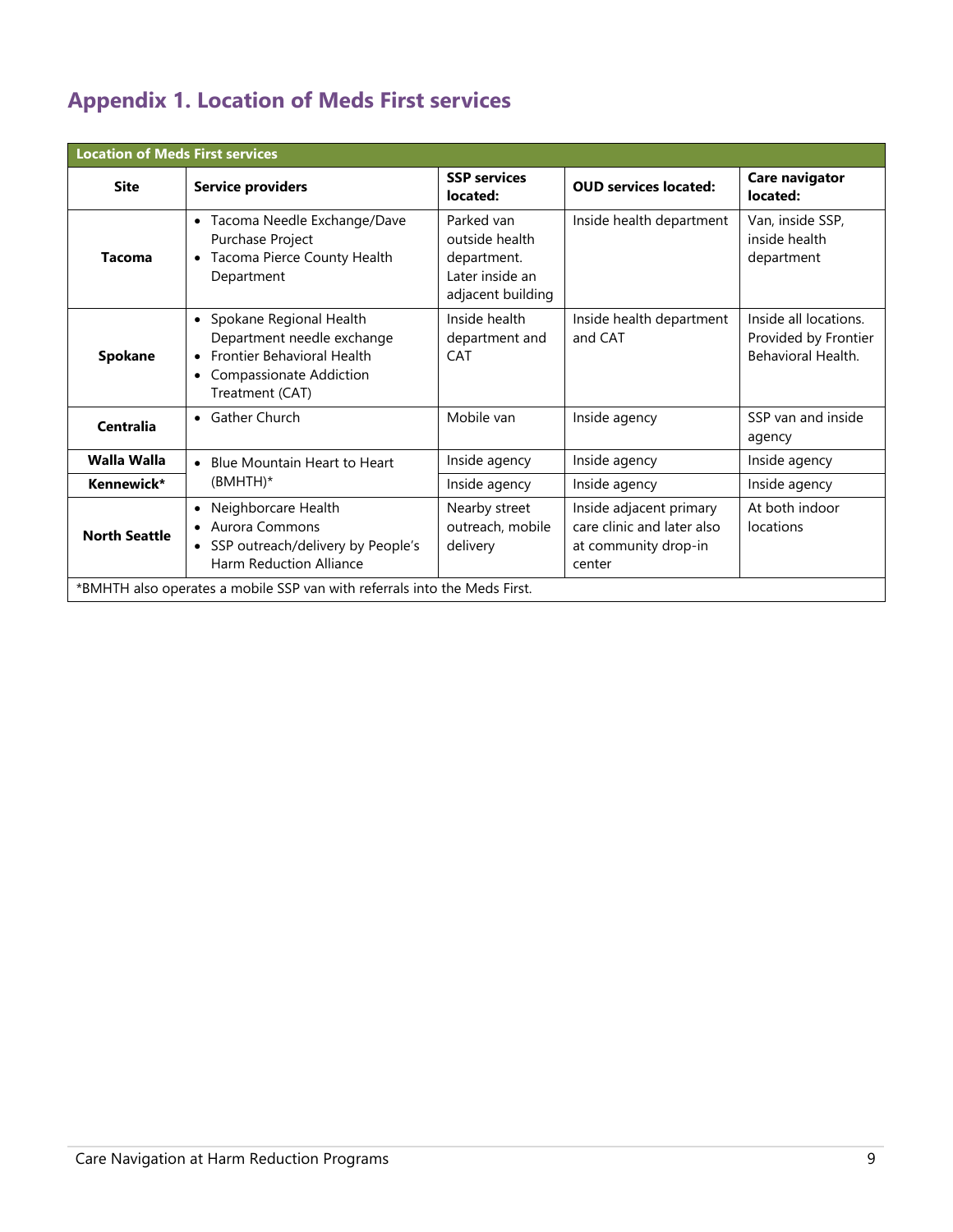## Appendix 1. Location of Meds First services

| Location of Meds First services | | | | |
|---|---|---|---|---|
| **Site** | **Service providers** | **SSP services located:** | **OUD services located:** | **Care navigator located:** |
| **Tacoma** | • Tacoma Needle Exchange/Dave Purchase Project<br>• Tacoma Pierce County Health Department | Parked van outside health department. Later inside an adjacent building | Inside health department | Van, inside SSP, inside health department |
| **Spokane** | • Spokane Regional Health Department needle exchange<br>• Frontier Behavioral Health<br>• Compassionate Addiction Treatment (CAT) | Inside health department and CAT | Inside health department and CAT | Inside all locations. Provided by Frontier Behavioral Health. |
| **Centralia** | • Gather Church | Mobile van | Inside agency | SSP van and inside agency |
| **Walla Walla** | • Blue Mountain Heart to Heart (BMHTH)* | Inside agency | Inside agency | Inside agency |
| **Kennewick*** | | Inside agency | Inside agency | Inside agency |
| **North Seattle** | • Neighborcare Health<br>• Aurora Commons<br>• SSP outreach/delivery by People's Harm Reduction Alliance | Nearby street outreach, mobile delivery | Inside adjacent primary care clinic and later also at community drop-in center | At both indoor locations |

*BMHTH also operates a mobile SSP van with referrals into the Meds First.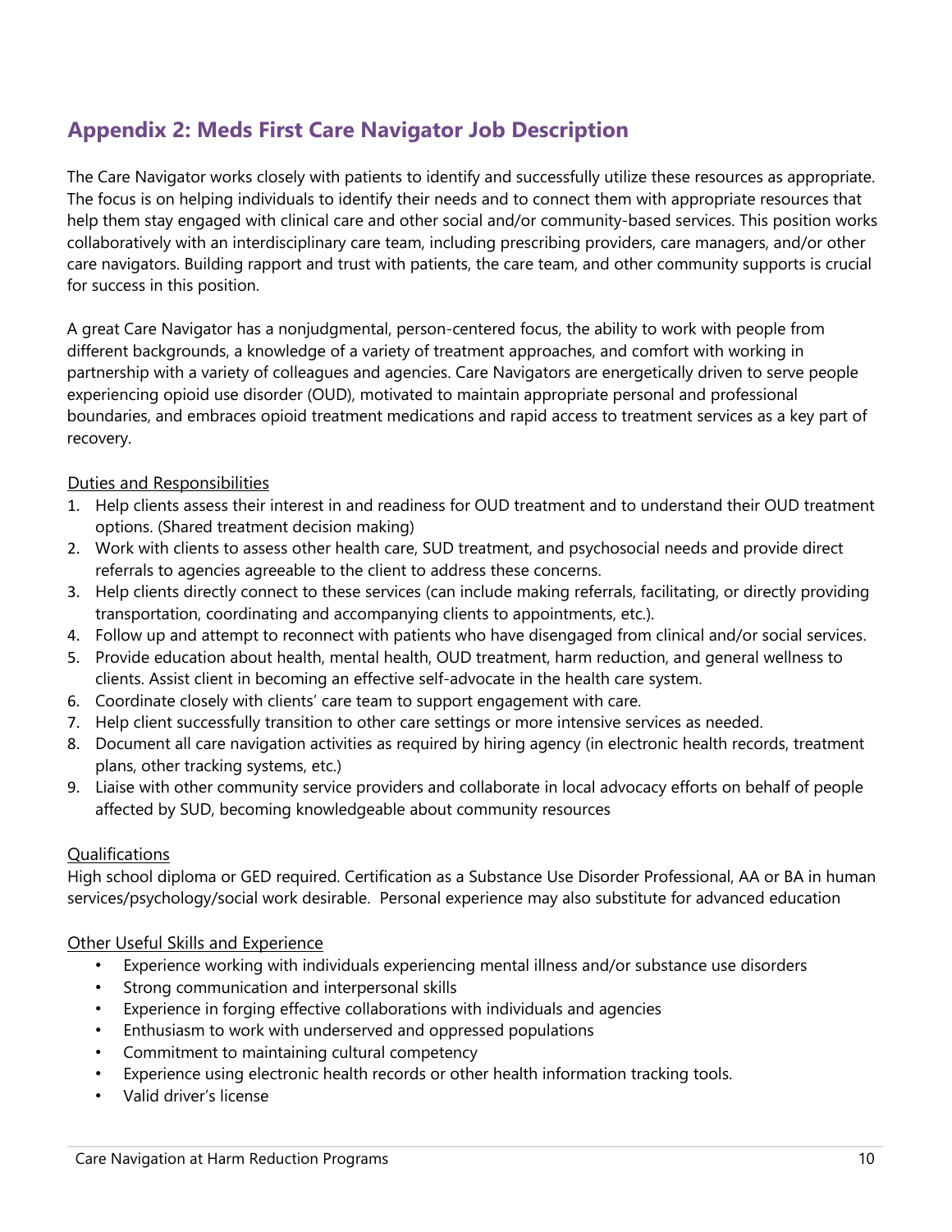## Appendix 2: Meds First Care Navigator Job Description

The Care Navigator works closely with patients to identify and successfully utilize these resources as appropriate. The focus is on helping individuals to identify their needs and to connect them with appropriate resources that help them stay engaged with clinical care and other social and/or community-based services. This position works collaboratively with an interdisciplinary care team, including prescribing providers, care managers, and/or other care navigators. Building rapport and trust with patients, the care team, and other community supports is crucial for success in this position.

A great Care Navigator has a nonjudgmental, person-centered focus, the ability to work with people from different backgrounds, a knowledge of a variety of treatment approaches, and comfort with working in partnership with a variety of colleagues and agencies. Care Navigators are energetically driven to serve people experiencing opioid use disorder (OUD), motivated to maintain appropriate personal and professional boundaries, and embraces opioid treatment medications and rapid access to treatment services as a key part of recovery.

<u>Duties and Responsibilities</u>

1. Help clients assess their interest in and readiness for OUD treatment and to understand their OUD treatment options. (Shared treatment decision making)
2. Work with clients to assess other health care, SUD treatment, and psychosocial needs and provide direct referrals to agencies agreeable to the client to address these concerns.
3. Help clients directly connect to these services (can include making referrals, facilitating, or directly providing transportation, coordinating and accompanying clients to appointments, etc.).
4. Follow up and attempt to reconnect with patients who have disengaged from clinical and/or social services.
5. Provide education about health, mental health, OUD treatment, harm reduction, and general wellness to clients. Assist client in becoming an effective self-advocate in the health care system.
6. Coordinate closely with clients' care team to support engagement with care.
7. Help client successfully transition to other care settings or more intensive services as needed.
8. Document all care navigation activities as required by hiring agency (in electronic health records, treatment plans, other tracking systems, etc.)
9. Liaise with other community service providers and collaborate in local advocacy efforts on behalf of people affected by SUD, becoming knowledgeable about community resources

<u>Qualifications</u>

High school diploma or GED required. Certification as a Substance Use Disorder Professional, AA or BA in human services/psychology/social work desirable. Personal experience may also substitute for advanced education

<u>Other Useful Skills and Experience</u>

- Experience working with individuals experiencing mental illness and/or substance use disorders
- Strong communication and interpersonal skills
- Experience in forging effective collaborations with individuals and agencies
- Enthusiasm to work with underserved and oppressed populations
- Commitment to maintaining cultural competency
- Experience using electronic health records or other health information tracking tools.
- Valid driver's license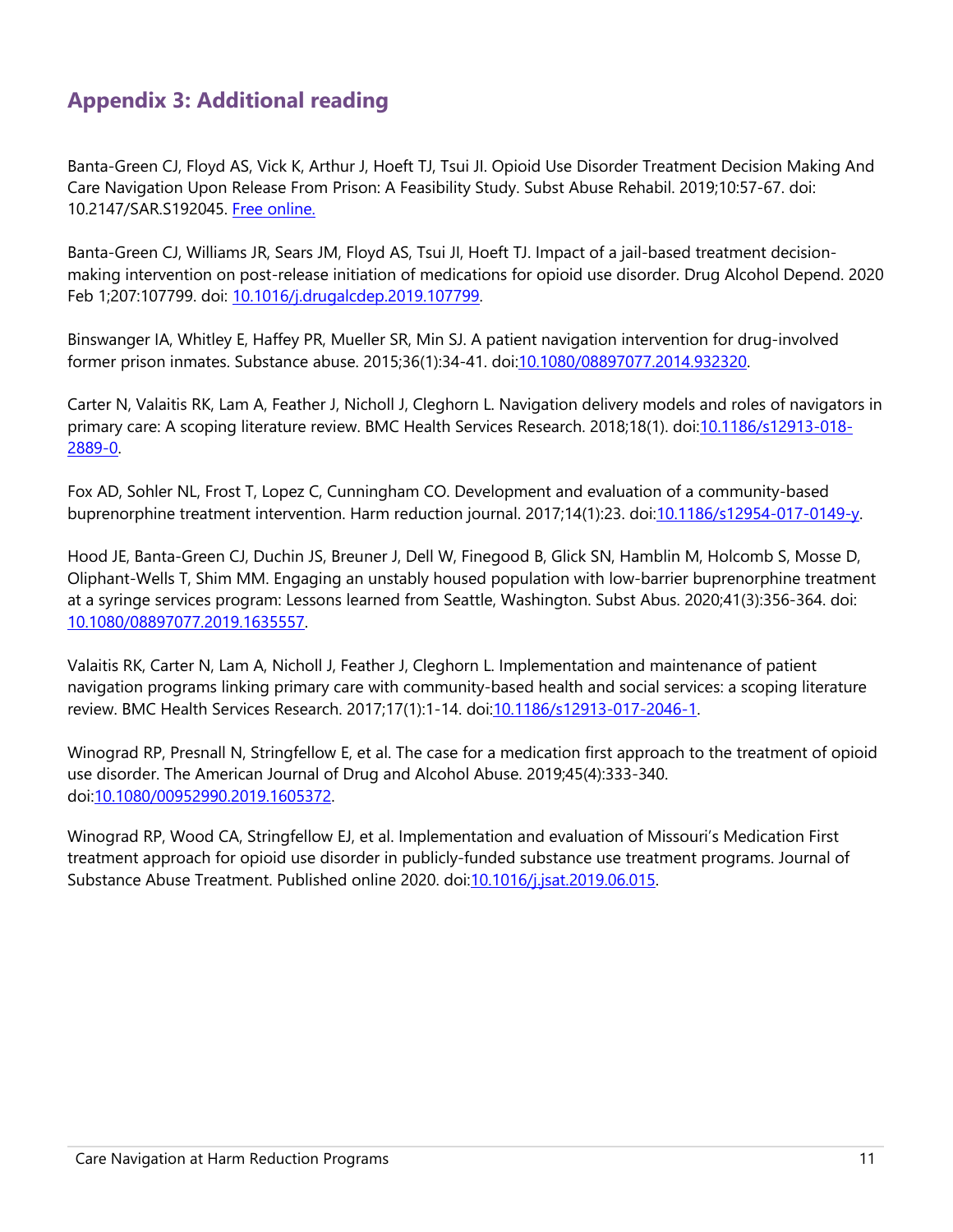## Appendix 3: Additional reading

Banta-Green CJ, Floyd AS, Vick K, Arthur J, Hoeft TJ, Tsui JI. Opioid Use Disorder Treatment Decision Making And Care Navigation Upon Release From Prison: A Feasibility Study. Subst Abuse Rehabil. 2019;10:57-67. doi: 10.2147/SAR.S192045. Free online.

Banta-Green CJ, Williams JR, Sears JM, Floyd AS, Tsui JI, Hoeft TJ. Impact of a jail-based treatment decision-making intervention on post-release initiation of medications for opioid use disorder. Drug Alcohol Depend. 2020 Feb 1;207:107799. doi: 10.1016/j.drugalcdep.2019.107799.

Binswanger IA, Whitley E, Haffey PR, Mueller SR, Min SJ. A patient navigation intervention for drug-involved former prison inmates. Substance abuse. 2015;36(1):34-41. doi:10.1080/08897077.2014.932320.

Carter N, Valaitis RK, Lam A, Feather J, Nicholl J, Cleghorn L. Navigation delivery models and roles of navigators in primary care: A scoping literature review. BMC Health Services Research. 2018;18(1). doi:10.1186/s12913-018-2889-0.

Fox AD, Sohler NL, Frost T, Lopez C, Cunningham CO. Development and evaluation of a community-based buprenorphine treatment intervention. Harm reduction journal. 2017;14(1):23. doi:10.1186/s12954-017-0149-y.

Hood JE, Banta-Green CJ, Duchin JS, Breuner J, Dell W, Finegood B, Glick SN, Hamblin M, Holcomb S, Mosse D, Oliphant-Wells T, Shim MM. Engaging an unstably housed population with low-barrier buprenorphine treatment at a syringe services program: Lessons learned from Seattle, Washington. Subst Abus. 2020;41(3):356-364. doi: 10.1080/08897077.2019.1635557.

Valaitis RK, Carter N, Lam A, Nicholl J, Feather J, Cleghorn L. Implementation and maintenance of patient navigation programs linking primary care with community-based health and social services: a scoping literature review. BMC Health Services Research. 2017;17(1):1-14. doi:10.1186/s12913-017-2046-1.

Winograd RP, Presnall N, Stringfellow E, et al. The case for a medication first approach to the treatment of opioid use disorder. The American Journal of Drug and Alcohol Abuse. 2019;45(4):333-340. doi:10.1080/00952990.2019.1605372.

Winograd RP, Wood CA, Stringfellow EJ, et al. Implementation and evaluation of Missouri's Medication First treatment approach for opioid use disorder in publicly-funded substance use treatment programs. Journal of Substance Abuse Treatment. Published online 2020. doi:10.1016/j.jsat.2019.06.015.